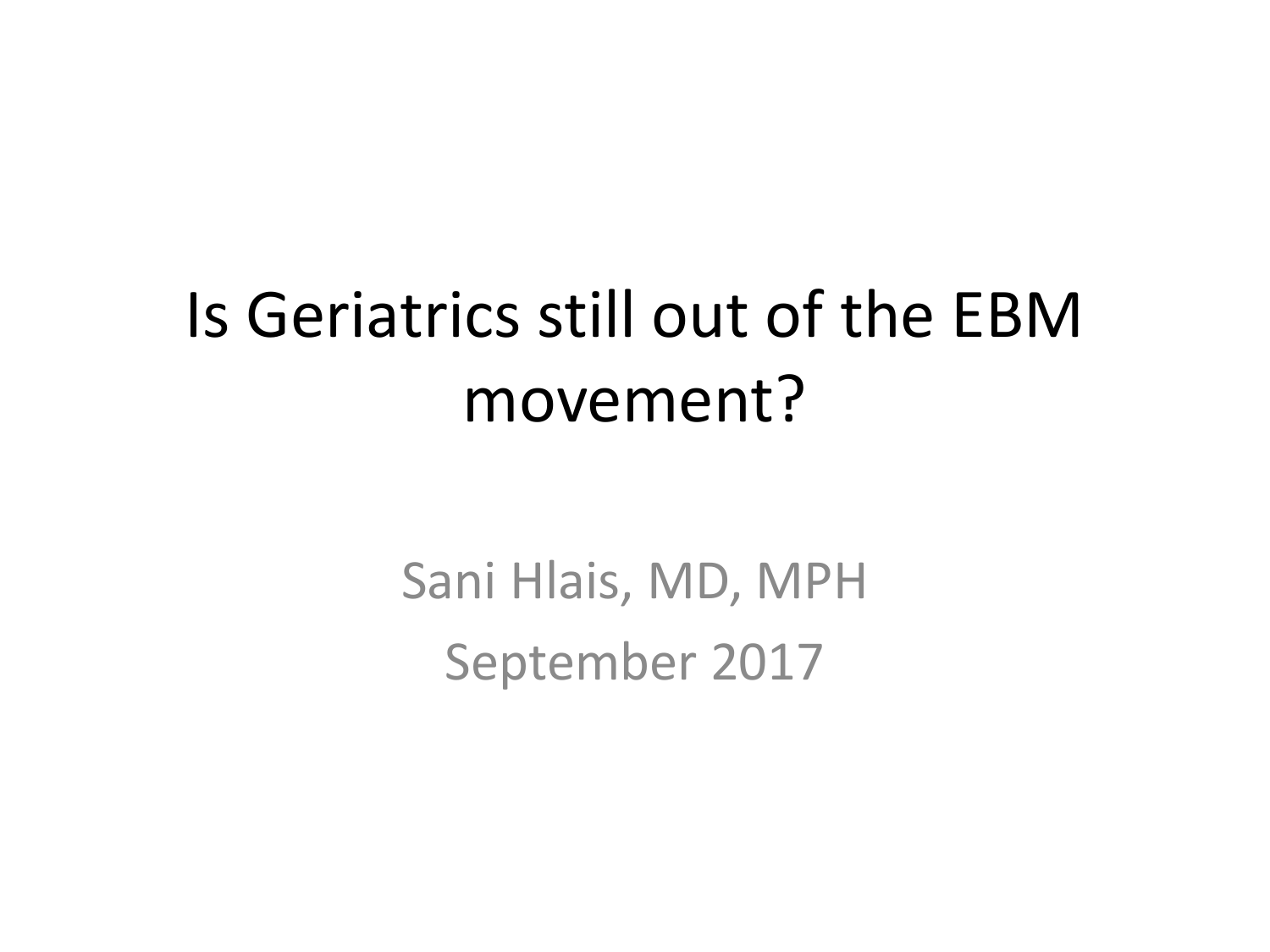# Is Geriatrics still out of the EBM movement?

Sani Hlais, MD, MPH

September 2017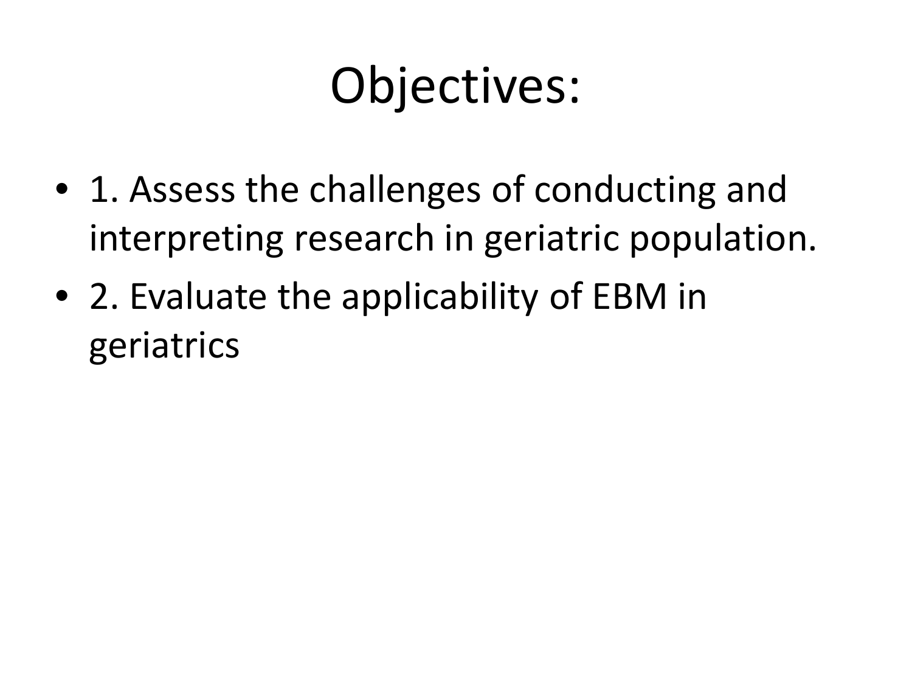# Objectives:

- 1. Assess the challenges of conducting and interpreting research in geriatric population.
- 2. Evaluate the applicability of EBM in geriatrics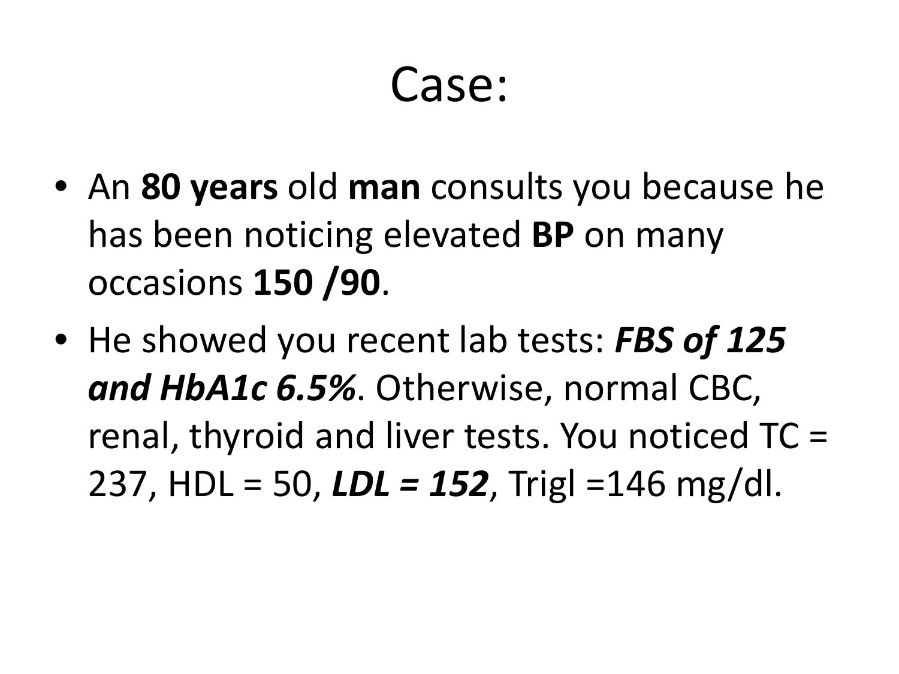# Case:

- An **80 years** old **man** consults you because he has been noticing elevated **BP** on many occasions **150 /90**.
- He showed you recent lab tests: ***FBS of 125 and HbA1c 6.5%***. Otherwise, normal CBC, renal, thyroid and liver tests. You noticed TC = 237, HDL = 50, ***LDL = 152***, Trigl =146 mg/dl.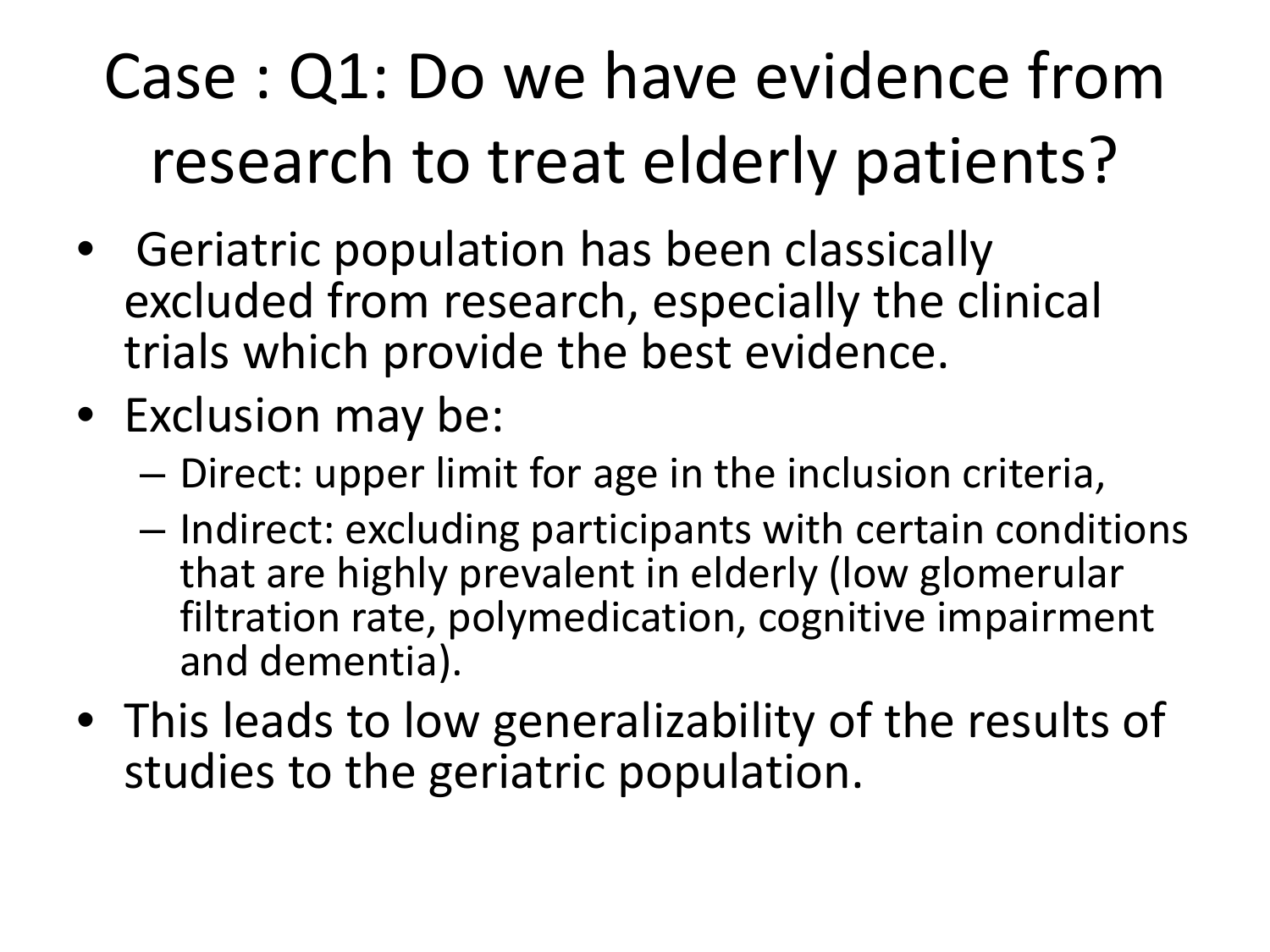# Case : Q1: Do we have evidence from research to treat elderly patients?

- Geriatric population has been classically excluded from research, especially the clinical trials which provide the best evidence.
- Exclusion may be:
  - Direct: upper limit for age in the inclusion criteria,
  - Indirect: excluding participants with certain conditions that are highly prevalent in elderly (low glomerular filtration rate, polymedication, cognitive impairment and dementia).
- This leads to low generalizability of the results of studies to the geriatric population.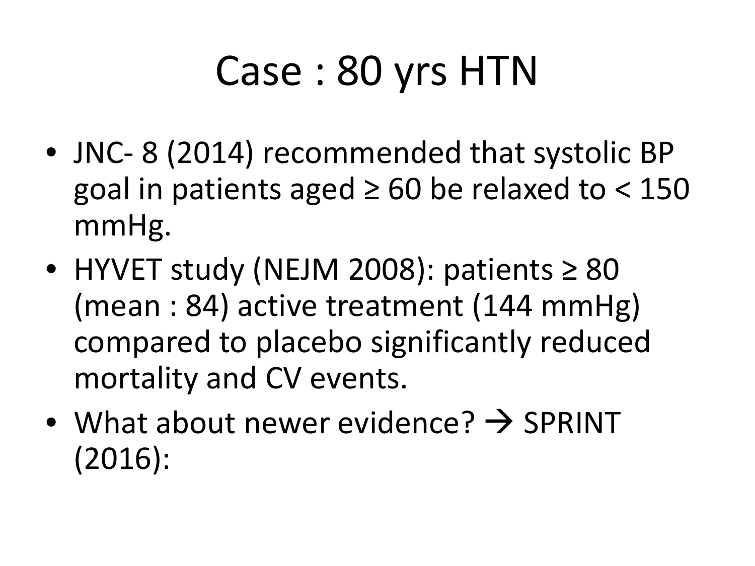# Case : 80 yrs HTN

- JNC- 8 (2014) recommended that systolic BP goal in patients aged ≥ 60 be relaxed to < 150 mmHg.
- HYVET study (NEJM 2008): patients ≥ 80 (mean : 84) active treatment (144 mmHg) compared to placebo significantly reduced mortality and CV events.
- What about newer evidence? → SPRINT (2016):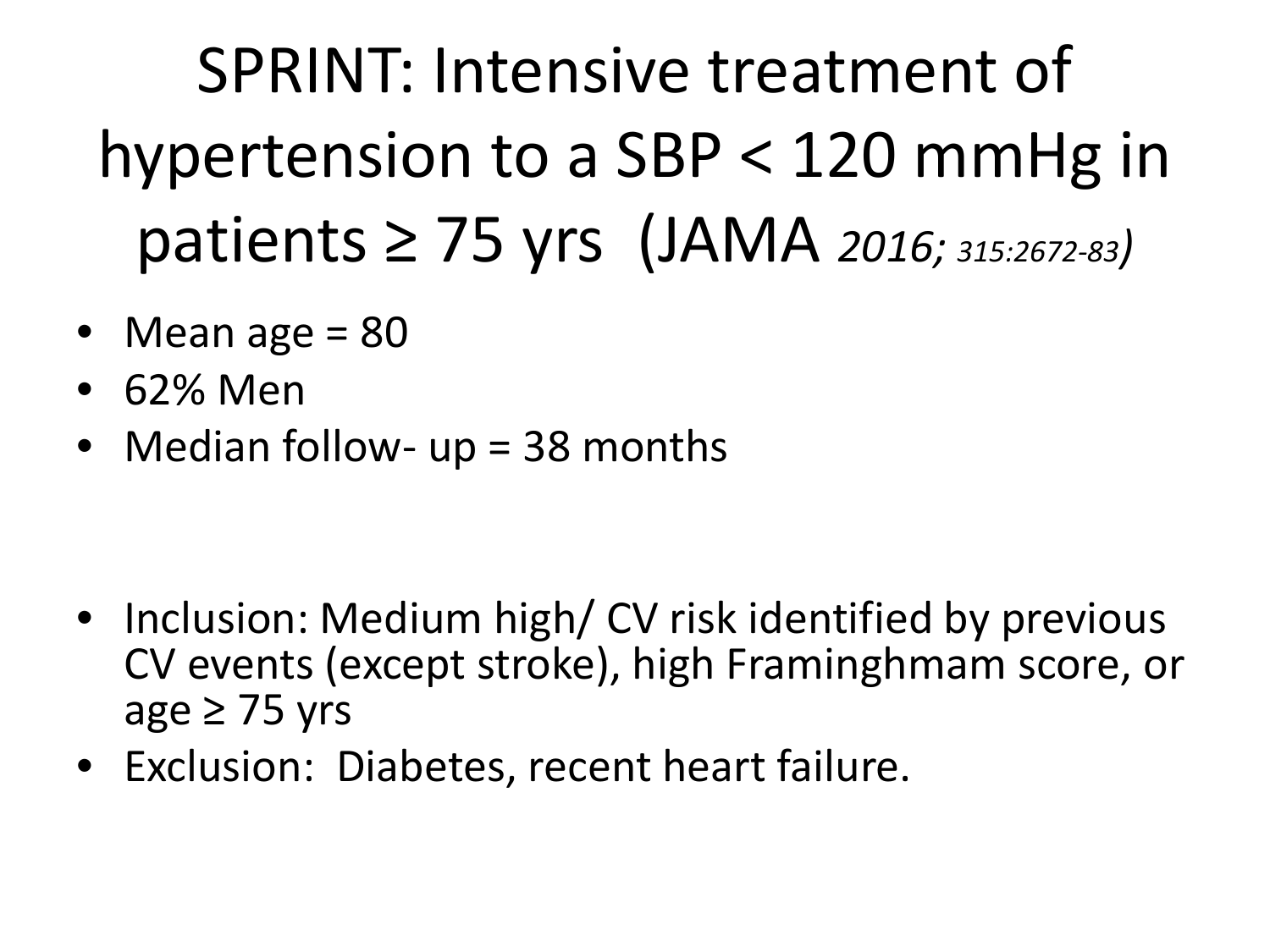# SPRINT: Intensive treatment of hypertension to a SBP < 120 mmHg in patients ≥ 75 yrs (JAMA *2016; 315:2672-83*)

- Mean age = 80
- 62% Men
- Median follow- up = 38 months

- Inclusion: Medium high/ CV risk identified by previous CV events (except stroke), high Framinghmam score, or age ≥ 75 yrs
- Exclusion: Diabetes, recent heart failure.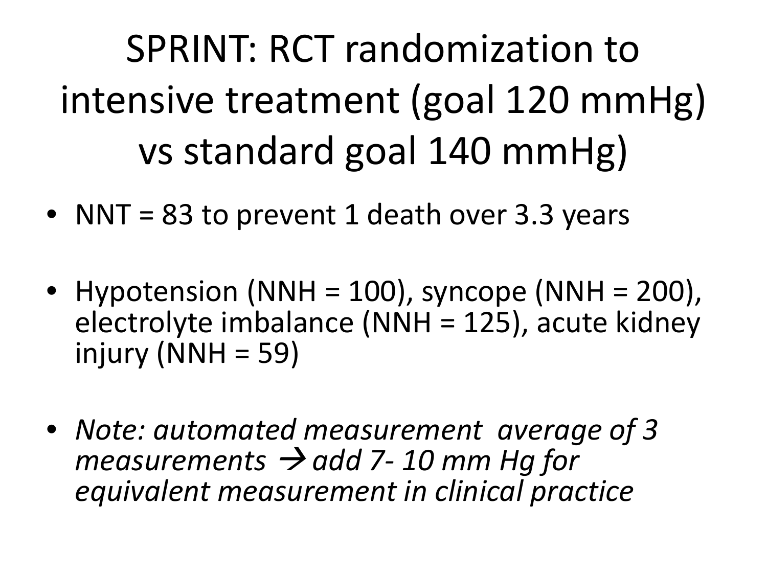# SPRINT: RCT randomization to intensive treatment (goal 120 mmHg) vs standard goal 140 mmHg)

- NNT = 83 to prevent 1 death over 3.3 years

- Hypotension (NNH = 100), syncope (NNH = 200), electrolyte imbalance (NNH = 125), acute kidney injury (NNH = 59)

- *Note: automated measurement  average of 3 measurements → add 7- 10 mm Hg for equivalent measurement in clinical practice*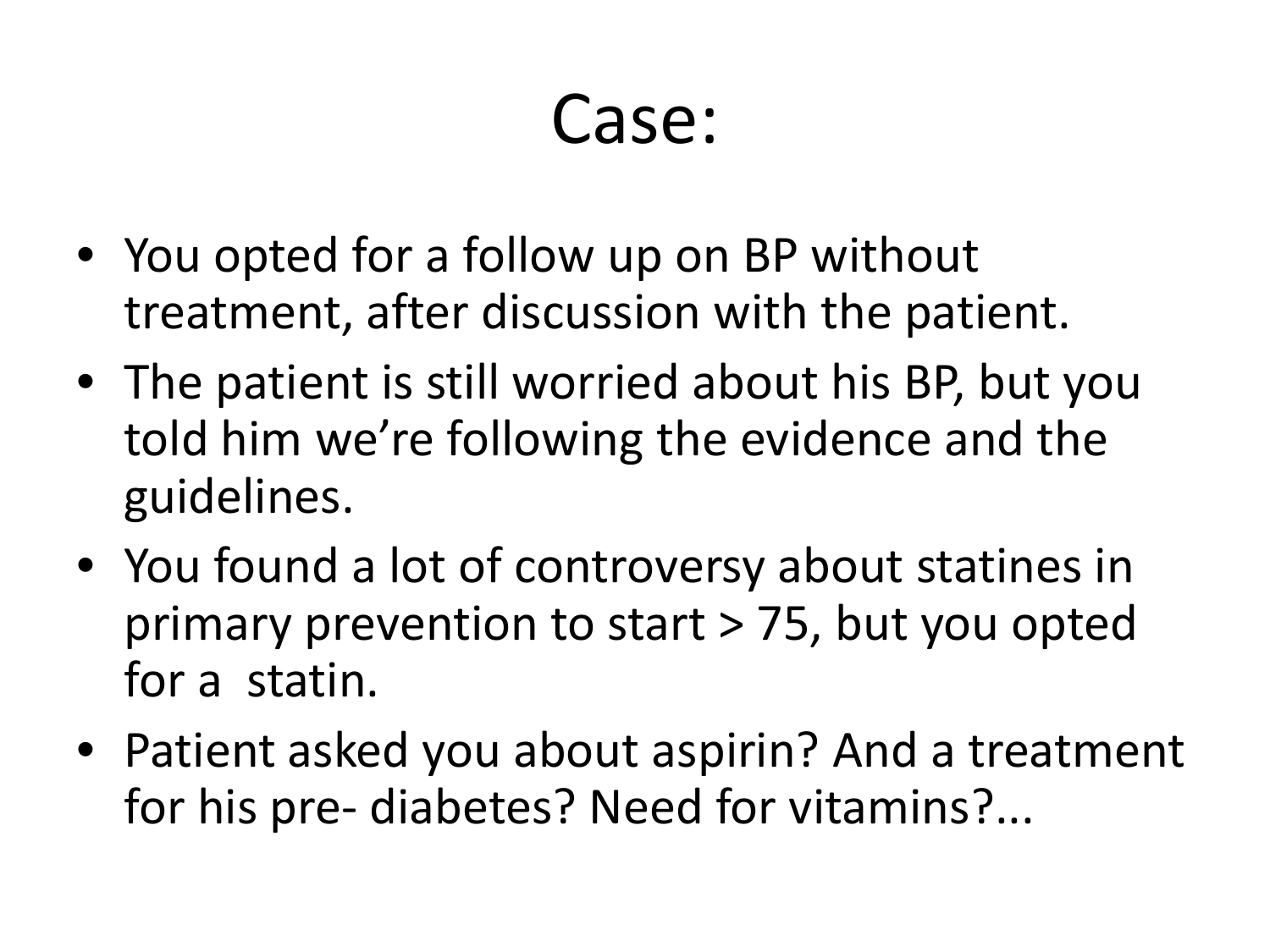# Case:

- You opted for a follow up on BP without treatment, after discussion with the patient.
- The patient is still worried about his BP, but you told him we're following the evidence and the guidelines.
- You found a lot of controversy about statines in primary prevention to start > 75, but you opted for a statin.
- Patient asked you about aspirin? And a treatment for his pre- diabetes? Need for vitamins?...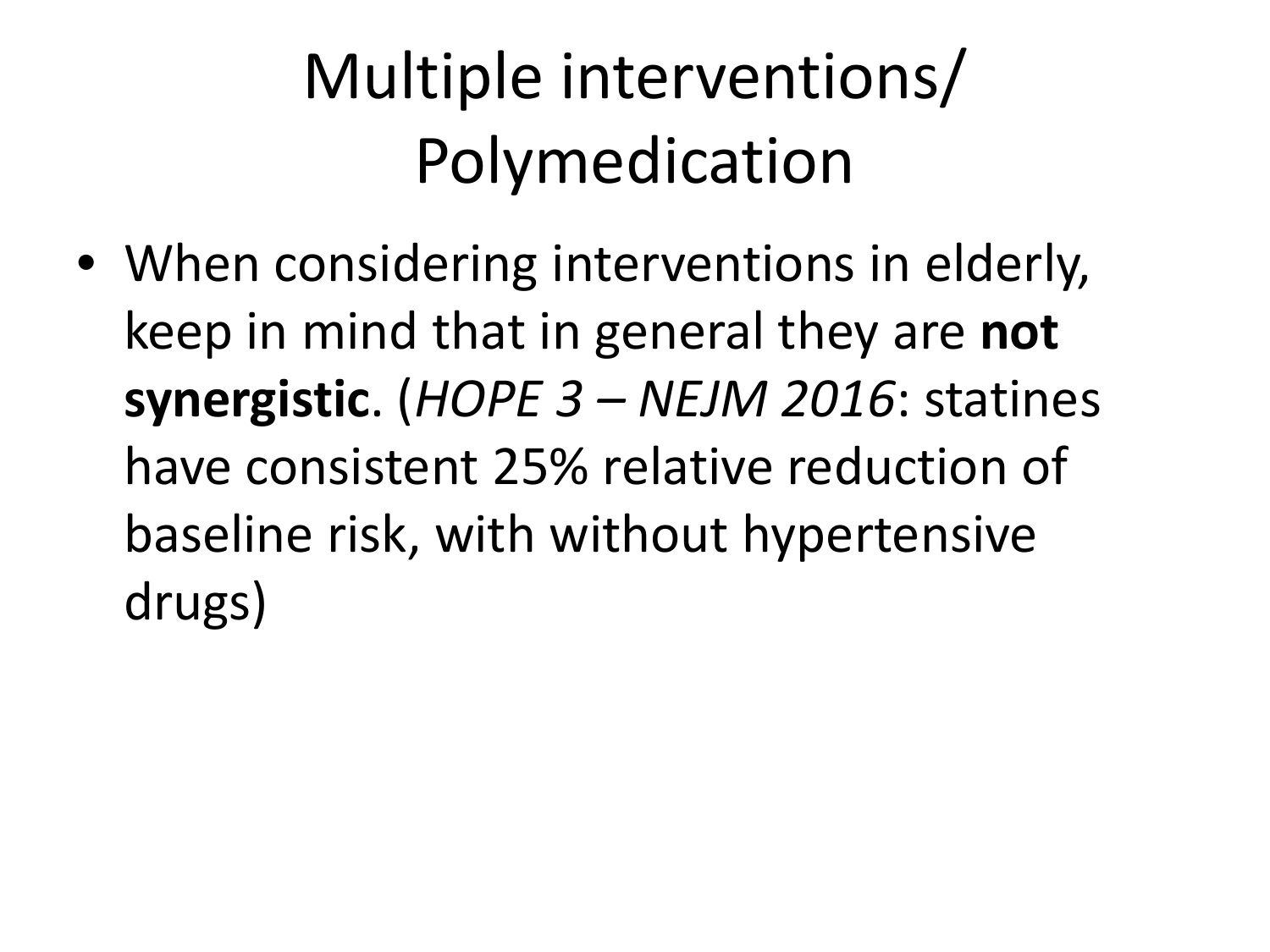# Multiple interventions/ Polymedication

- When considering interventions in elderly, keep in mind that in general they are **not synergistic**. (*HOPE 3 – NEJM 2016*: statines have consistent 25% relative reduction of baseline risk, with without hypertensive drugs)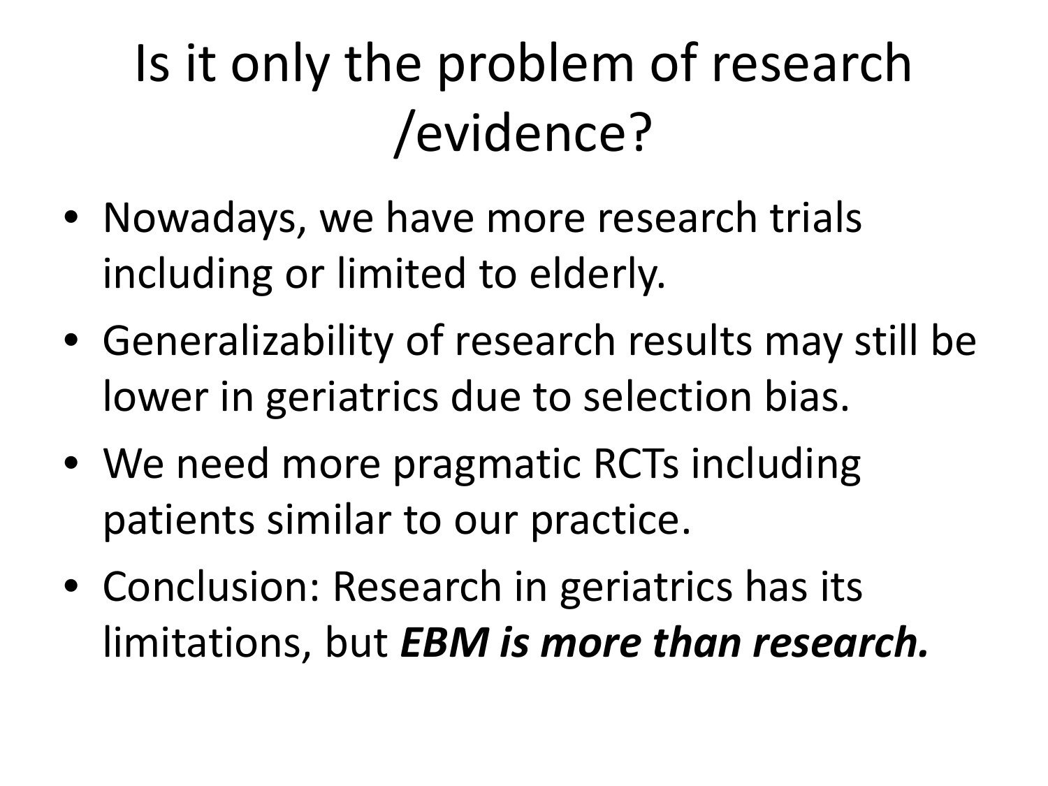# Is it only the problem of research /evidence?

- Nowadays, we have more research trials including or limited to elderly.
- Generalizability of research results may still be lower in geriatrics due to selection bias.
- We need more pragmatic RCTs including patients similar to our practice.
- Conclusion: Research in geriatrics has its limitations, but ***EBM is more than research.***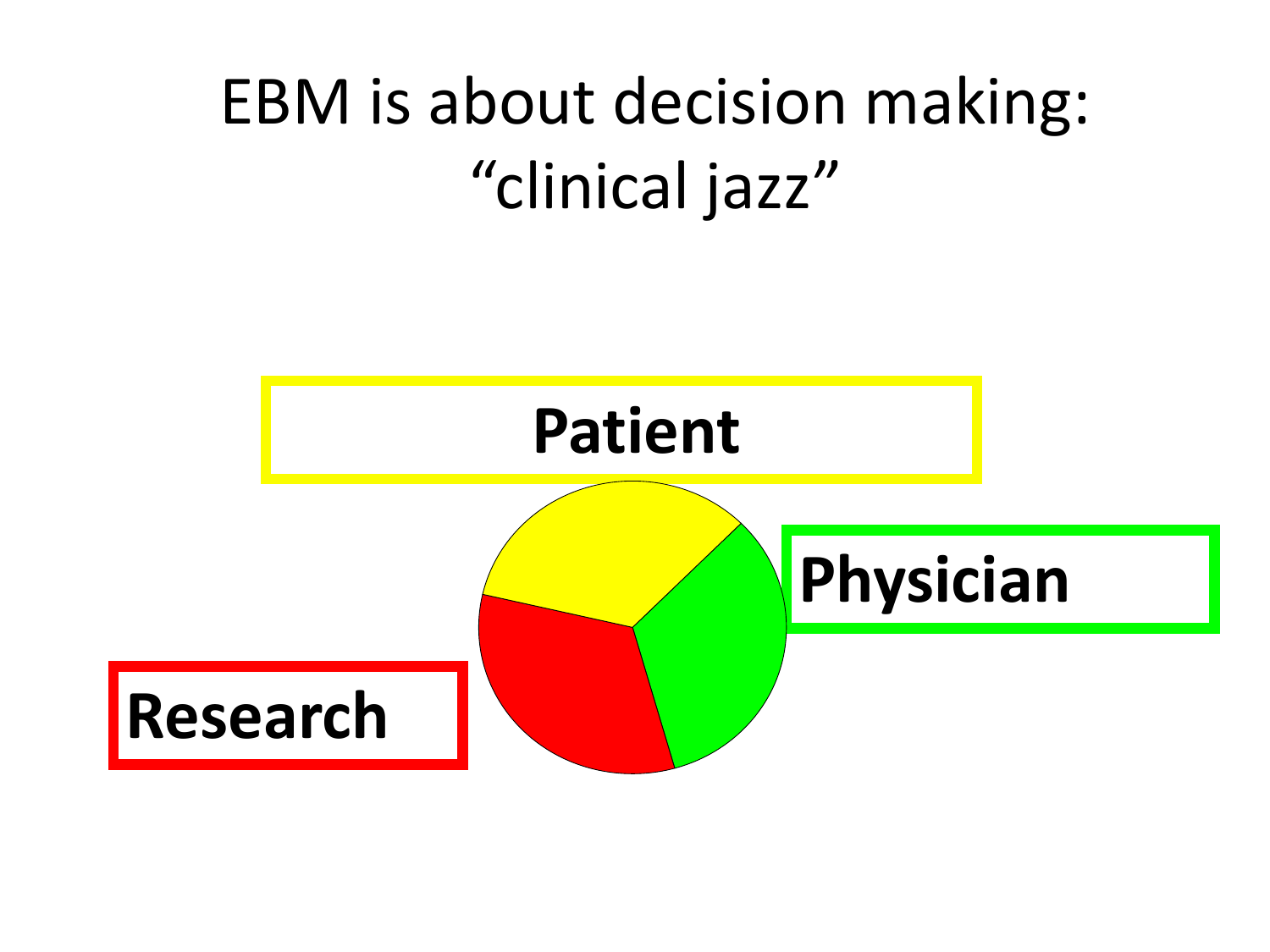# EBM is about decision making: "clinical jazz"

**Patient**

**Physician**

**Research**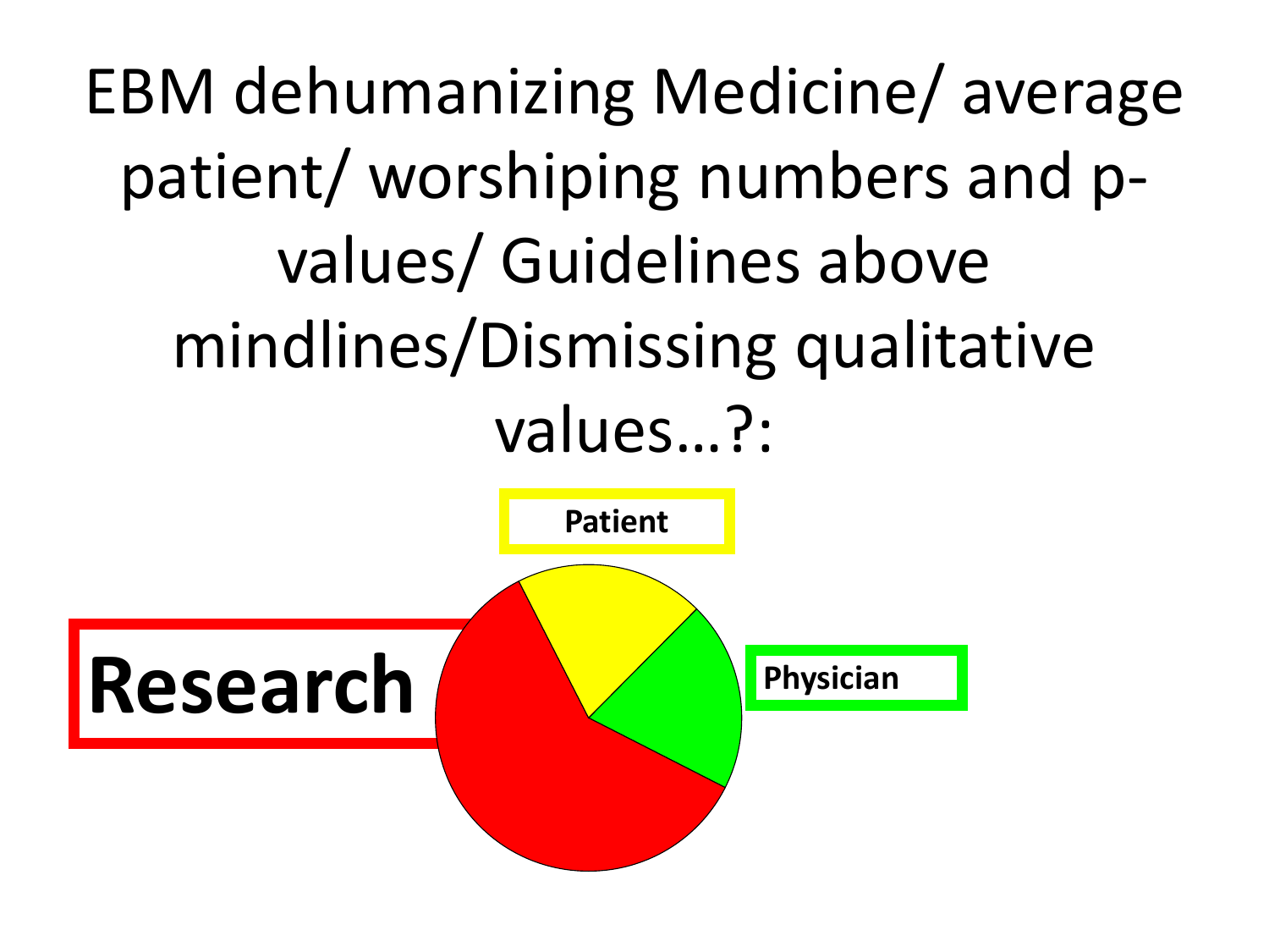# EBM dehumanizing Medicine/ average patient/ worshiping numbers and p-values/ Guidelines above mindlines/Dismissing qualitative values…?:

Patient

Research

Physician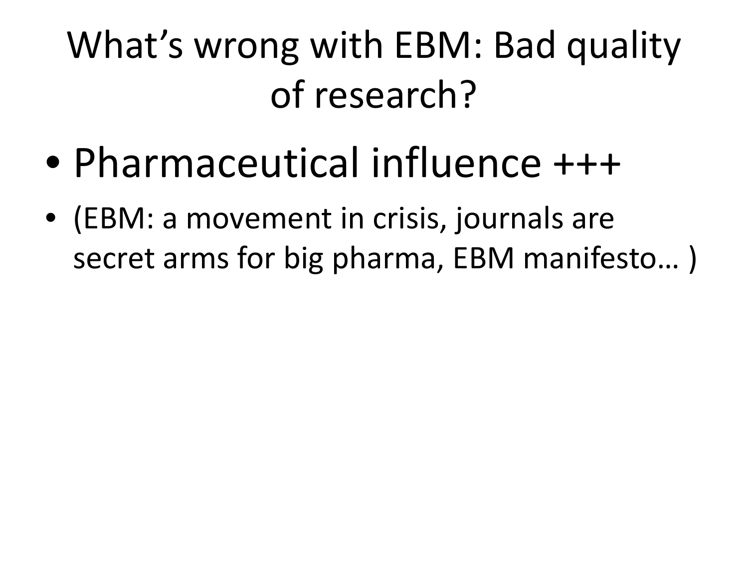# What's wrong with EBM: Bad quality of research?

- Pharmaceutical influence +++
- (EBM: a movement in crisis, journals are secret arms for big pharma, EBM manifesto… )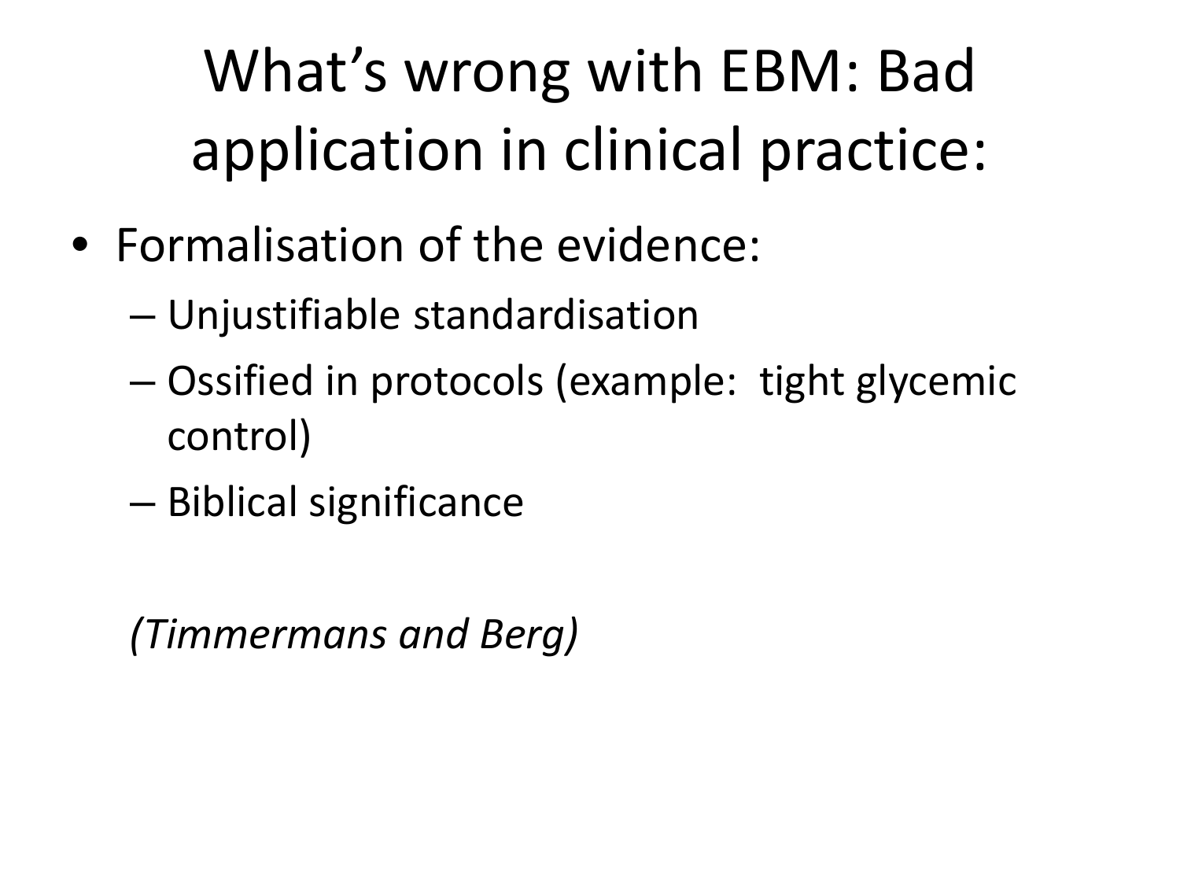# What's wrong with EBM: Bad application in clinical practice:

- Formalisation of the evidence:
  - Unjustifiable standardisation
  - Ossified in protocols (example: tight glycemic control)
  - Biblical significance

*(Timmermans and Berg)*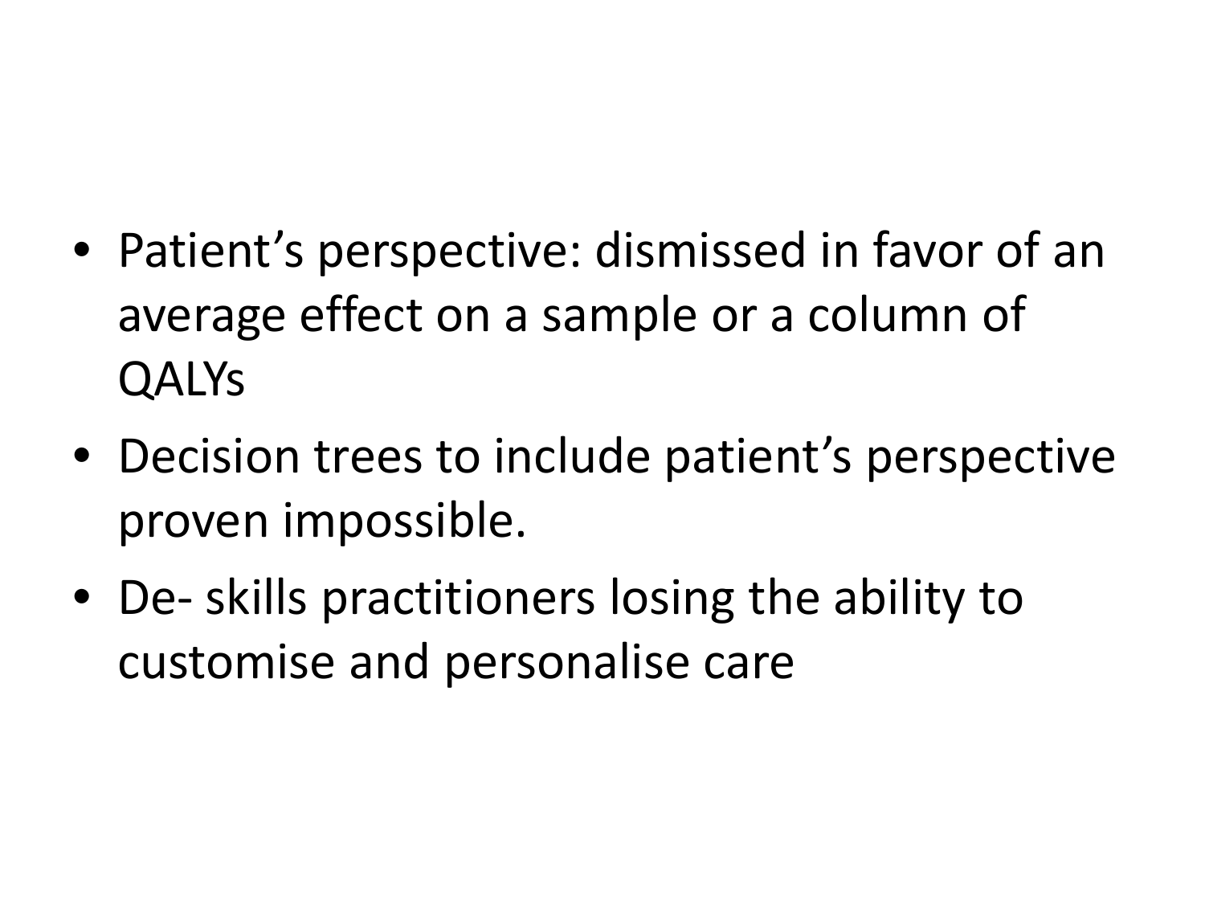- Patient's perspective: dismissed in favor of an average effect on a sample or a column of QALYs
- Decision trees to include patient's perspective proven impossible.
- De- skills practitioners losing the ability to customise and personalise care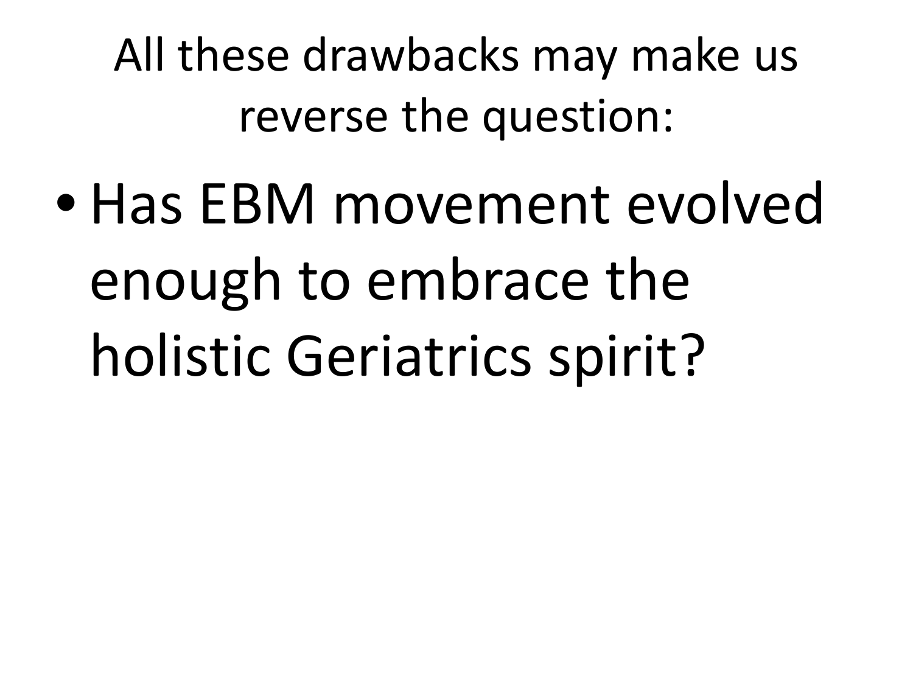# All these drawbacks may make us reverse the question:

- Has EBM movement evolved enough to embrace the holistic Geriatrics spirit?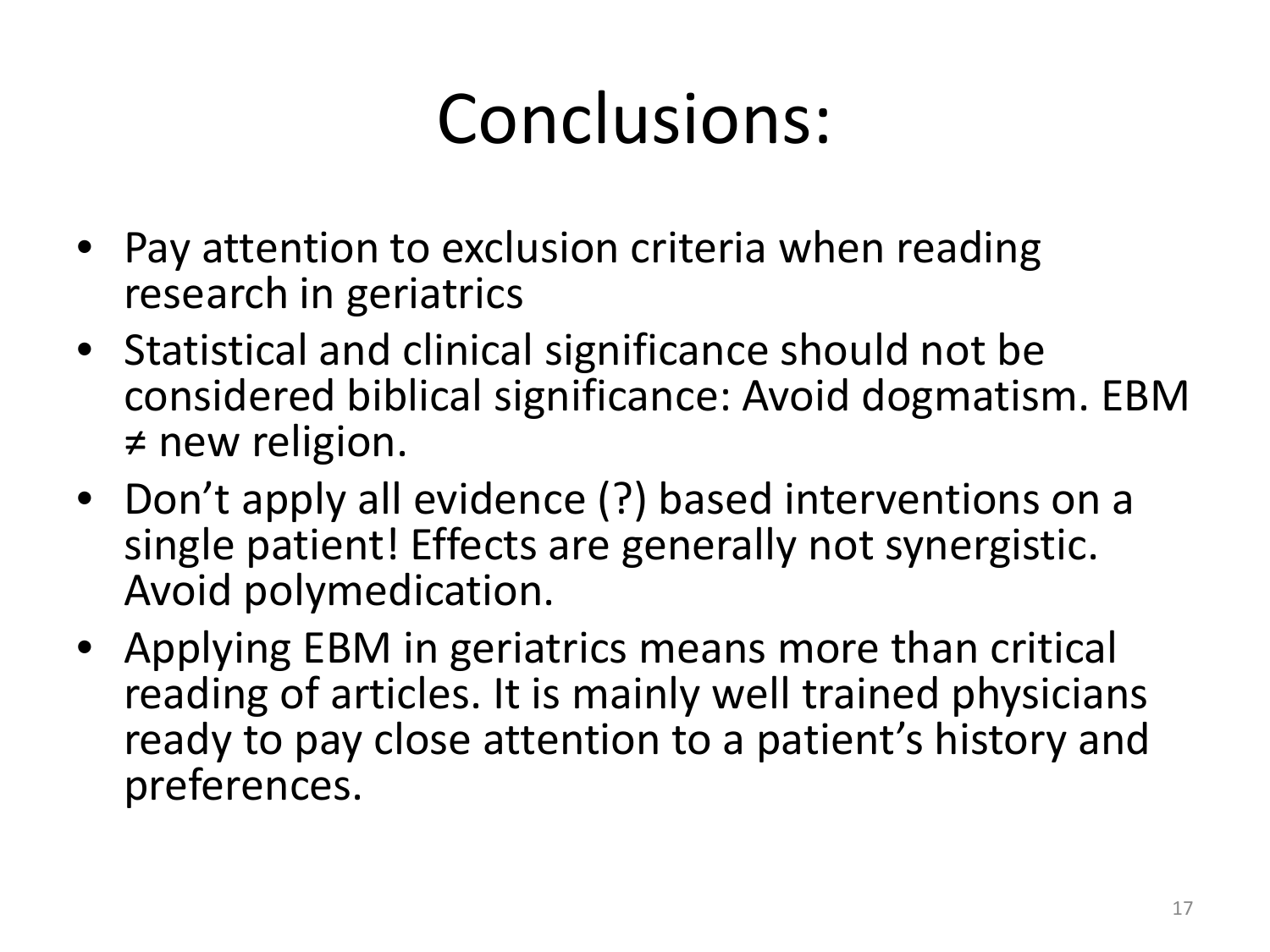# Conclusions:

- Pay attention to exclusion criteria when reading research in geriatrics
- Statistical and clinical significance should not be considered biblical significance: Avoid dogmatism. EBM ≠ new religion.
- Don't apply all evidence (?) based interventions on a single patient! Effects are generally not synergistic. Avoid polymedication.
- Applying EBM in geriatrics means more than critical reading of articles. It is mainly well trained physicians ready to pay close attention to a patient's history and preferences.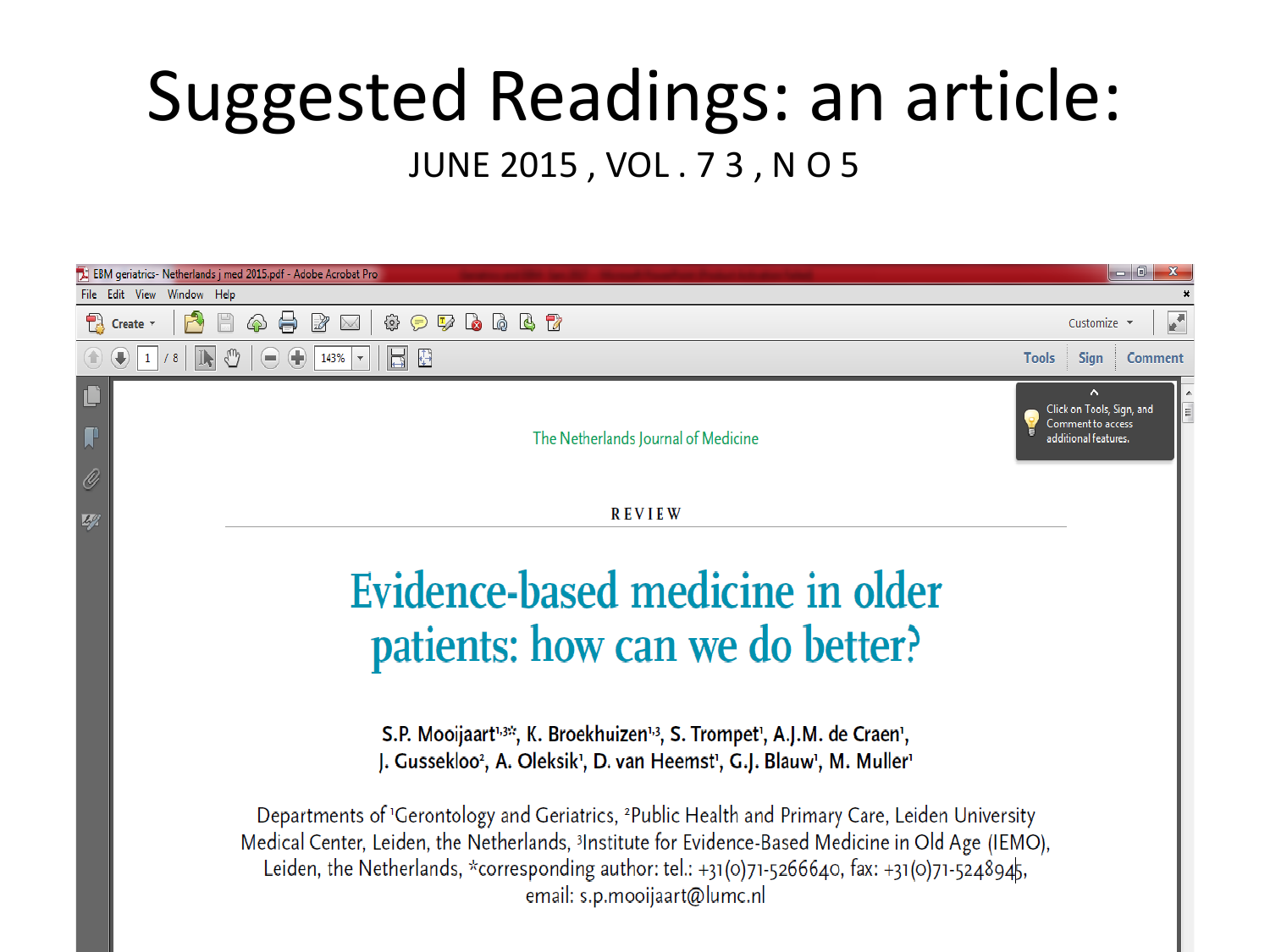# Suggested Readings: an article:

JUNE 2015 , VOL . 7 3 , N O 5

EBM geriatrics- Netherlands j med 2015.pdf - Adobe Acrobat Pro

The Netherlands Journal of Medicine

REVIEW

## Evidence-based medicine in older patients: how can we do better?

S.P. Mooijaart[1,3*], K. Broekhuizen[1,3], S. Trompet[1], A.J.M. de Craen[1], J. Gussekloo[2], A. Oleksik[1], D. van Heemst[1], G.J. Blauw[1], M. Muller[1]

Departments of [1]Gerontology and Geriatrics, [2]Public Health and Primary Care, Leiden University Medical Center, Leiden, the Netherlands, [3]Institute for Evidence-Based Medicine in Old Age (IEMO), Leiden, the Netherlands, *corresponding author: tel.: +31(0)71-5266640, fax: +31(0)71-5248945, email: s.p.mooijaart@lumc.nl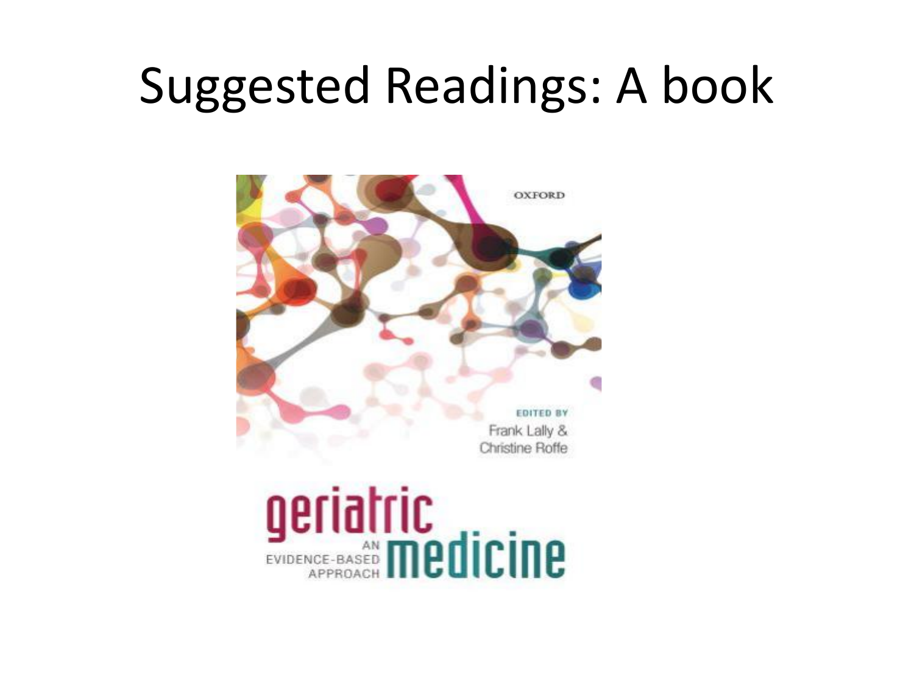# Suggested Readings: A book

OXFORD

EDITED BY

Frank Lally & Christine Roffe

geriatric medicine

AN EVIDENCE-BASED APPROACH